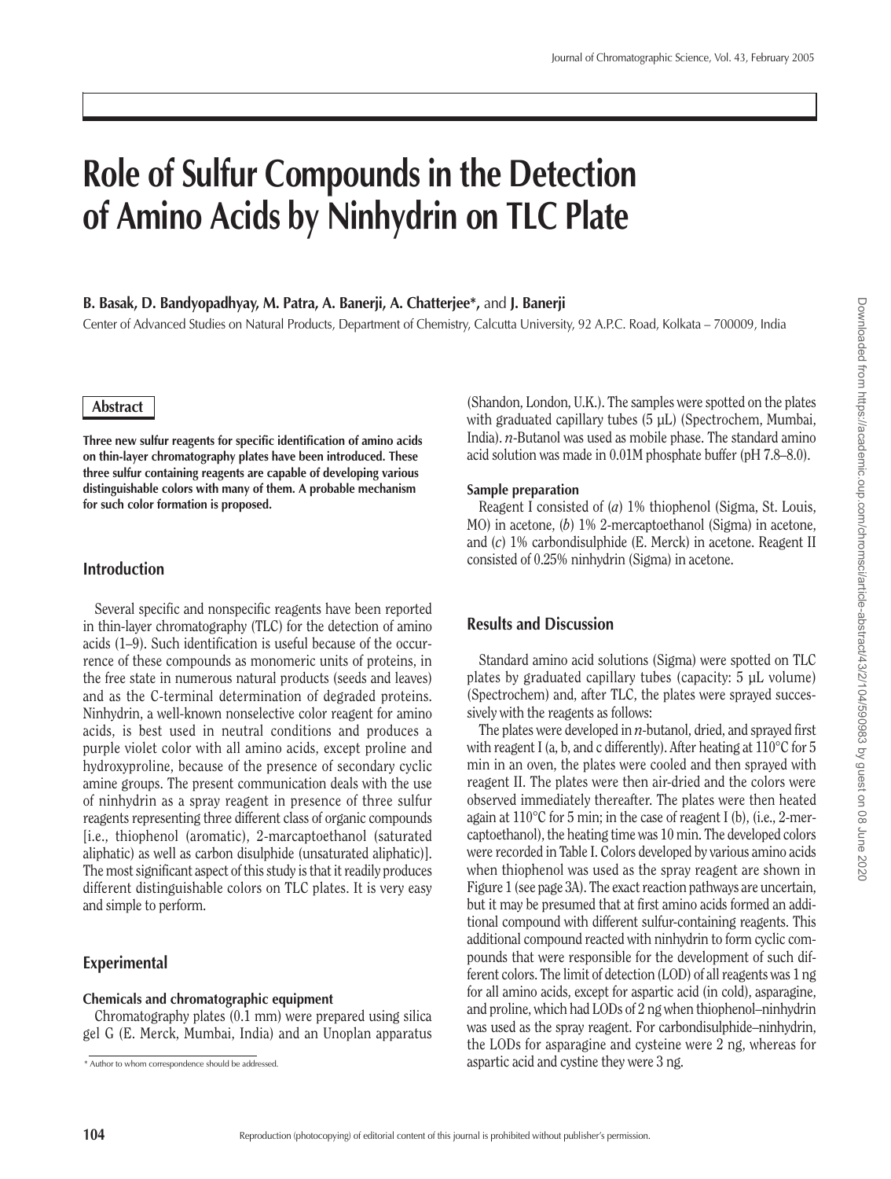# Role of Sulfur Compounds in the Detection of Amino Acids by Ninhydrin on TLC Plate

**B. Basak, D. Bandyopadhyay, M. Patra, A. Banerji, A. Chatterjee\*,** and **J. Banerji**

Center of Advanced Studies on Natural Products, Department of Chemistry, Calcutta University, 92 A.P.C. Road, Kolkata – 700009, India

## Abstract

**Three new sulfur reagents for specific identification of amino acids on thin-layer chromatography plates have been introduced. These three sulfur containing reagents are capable of developing various distinguishable colors with many of them. A probable mechanism for such color formation is proposed.**

## Introduction

Several specific and nonspecific reagents have been reported in thin-layer chromatography (TLC) for the detection of amino acids (1–9). Such identification is useful because of the occurrence of these compounds as monomeric units of proteins, in the free state in numerous natural products (seeds and leaves) and as the C-terminal determination of degraded proteins. Ninhydrin, a well-known nonselective color reagent for amino acids, is best used in neutral conditions and produces a purple violet color with all amino acids, except proline and hydroxyproline, because of the presence of secondary cyclic amine groups. The present communication deals with the use of ninhydrin as a spray reagent in presence of three sulfur reagents representing three different class of organic compounds [i.e., thiophenol (aromatic), 2-marcaptoethanol (saturated aliphatic) as well as carbon disulphide (unsaturated aliphatic)]. The most significant aspect of this study is that it readily produces different distinguishable colors on TLC plates. It is very easy and simple to perform.

## Experimental

### Chemicals and chromatographic equipment

Chromatography plates (0.1 mm) were prepared using silica gel G (E. Merck, Mumbai, India) and an Unoplan apparatus (Shandon, London, U.K.). The samples were spotted on the plates with graduated capillary tubes (5 µL) (Spectrochem, Mumbai, India). *n*-Butanol was used as mobile phase. The standard amino acid solution was made in 0.01M phosphate buffer (pH 7.8–8.0).

### Sample preparation

Reagent I consisted of (*a*) 1% thiophenol (Sigma, St. Louis, MO) in acetone, (*b*) 1% 2-mercaptoethanol (Sigma) in acetone, and (*c*) 1% carbondisulphide (E. Merck) in acetone. Reagent II consisted of 0.25% ninhydrin (Sigma) in acetone.

## Results and Discussion

Standard amino acid solutions (Sigma) were spotted on TLC plates by graduated capillary tubes (capacity: 5 µL volume) (Spectrochem) and, after TLC, the plates were sprayed successively with the reagents as follows:

The plates were developed in *n*-butanol, dried, and sprayed first with reagent I (a, b, and c differently). After heating at 110°C for 5 min in an oven, the plates were cooled and then sprayed with reagent II. The plates were then air-dried and the colors were observed immediately thereafter. The plates were then heated again at 110°C for 5 min; in the case of reagent I (b), (i.e., 2-mercaptoethanol), the heating time was 10 min. The developed colors were recorded in Table I. Colors developed by various amino acids when thiophenol was used as the spray reagent are shown in Figure 1 (see page 3A). The exact reaction pathways are uncertain, but it may be presumed that at first amino acids formed an additional compound with different sulfur-containing reagents. This additional compound reacted with ninhydrin to form cyclic compounds that were responsible for the development of such different colors. The limit of detection (LOD) of all reagents was 1 ng for all amino acids, except for aspartic acid (in cold), asparagine, and proline, which had LODs of 2 ng when thiophenol–ninhydrin was used as the spray reagent. For carbondisulphide–ninhydrin, the LODs for asparagine and cysteine were 2 ng, whereas for aspartic acid and cystine they were 3 ng.

\* Author to whom correspondence should be addressed.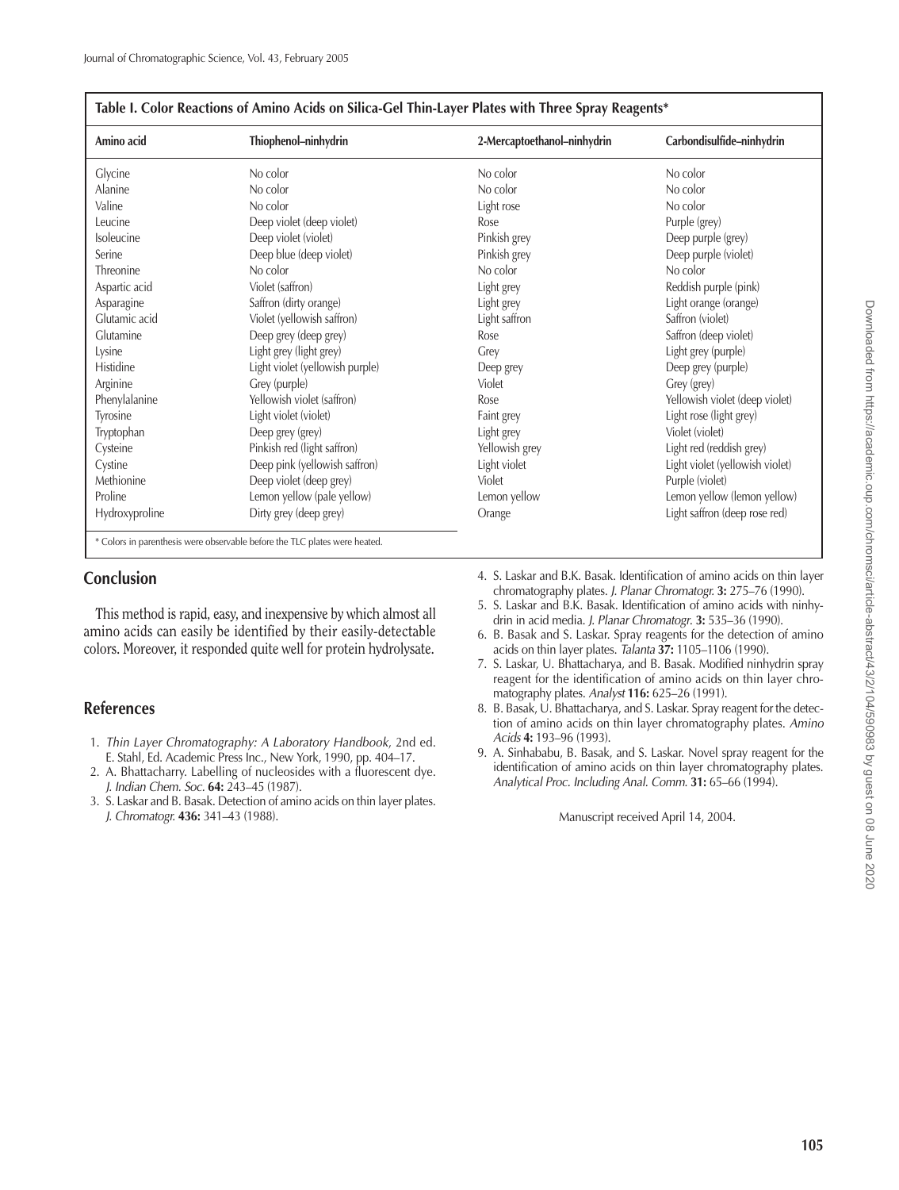**Table I. Color Reactions of Amino Acids on Silica-Gel Thin-Layer Plates with Three Spray Reagents***

| Amino acid | Thiophenol–ninhydrin | 2-Mercaptoethanol–ninhydrin | Carbondisulfide–ninhydrin |
|---|---|---|---|
| Glycine | No color | No color | No color |
| Alanine | No color | No color | No color |
| Valine | No color | Light rose | No color |
| Leucine | Deep violet (deep violet) | Rose | Purple (grey) |
| Isoleucine | Deep violet (violet) | Pinkish grey | Deep purple (grey) |
| Serine | Deep blue (deep violet) | Pinkish grey | Deep purple (violet) |
| Threonine | No color | No color | No color |
| Aspartic acid | Violet (saffron) | Light grey | Reddish purple (pink) |
| Asparagine | Saffron (dirty orange) | Light grey | Light orange (orange) |
| Glutamic acid | Violet (yellowish saffron) | Light saffron | Saffron (violet) |
| Glutamine | Deep grey (deep grey) | Rose | Saffron (deep violet) |
| Lysine | Light grey (light grey) | Grey | Light grey (purple) |
| Histidine | Light violet (yellowish purple) | Deep grey | Deep grey (purple) |
| Arginine | Grey (purple) | Violet | Grey (grey) |
| Phenylalanine | Yellowish violet (saffron) | Rose | Yellowish violet (deep violet) |
| Tyrosine | Light violet (violet) | Faint grey | Light rose (light grey) |
| Tryptophan | Deep grey (grey) | Light grey | Violet (violet) |
| Cysteine | Pinkish red (light saffron) | Yellowish grey | Light red (reddish grey) |
| Cystine | Deep pink (yellowish saffron) | Light violet | Light violet (yellowish violet) |
| Methionine | Deep violet (deep grey) | Violet | Purple (violet) |
| Proline | Lemon yellow (pale yellow) | Lemon yellow | Lemon yellow (lemon yellow) |
| Hydroxyproline | Dirty grey (deep grey) | Orange | Light saffron (deep rose red) |

* Colors in parenthesis were observable before the TLC plates were heated.

## Conclusion

This method is rapid, easy, and inexpensive by which almost all amino acids can easily be identified by their easily-detectable colors. Moreover, it responded quite well for protein hydrolysate.

## References

1. *Thin Layer Chromatography: A Laboratory Handbook*, 2nd ed. E. Stahl, Ed. Academic Press Inc., New York, 1990, pp. 404–17.
2. A. Bhattacharry. Labelling of nucleosides with a fluorescent dye. *J. Indian Chem. Soc.* **64:** 243–45 (1987).
3. S. Laskar and B. Basak. Detection of amino acids on thin layer plates. *J. Chromatogr.* **436:** 341–43 (1988).
4. S. Laskar and B.K. Basak. Identification of amino acids on thin layer chromatography plates. *J. Planar Chromatogr.* **3:** 275–76 (1990).
5. S. Laskar and B.K. Basak. Identification of amino acids with ninhydrin in acid media. *J. Planar Chromatogr.* **3:** 535–36 (1990).
6. B. Basak and S. Laskar. Spray reagents for the detection of amino acids on thin layer plates. *Talanta* **37:** 1105–1106 (1990).
7. S. Laskar, U. Bhattacharya, and B. Basak. Modified ninhydrin spray reagent for the identification of amino acids on thin layer chromatography plates. *Analyst* **116:** 625–26 (1991).
8. B. Basak, U. Bhattacharya, and S. Laskar. Spray reagent for the detection of amino acids on thin layer chromatography plates. *Amino Acids* **4:** 193–96 (1993).
9. A. Sinhababu, B. Basak, and S. Laskar. Novel spray reagent for the identification of amino acids on thin layer chromatography plates. *Analytical Proc. Including Anal. Comm.* **31:** 65–66 (1994).

Manuscript received April 14, 2004.